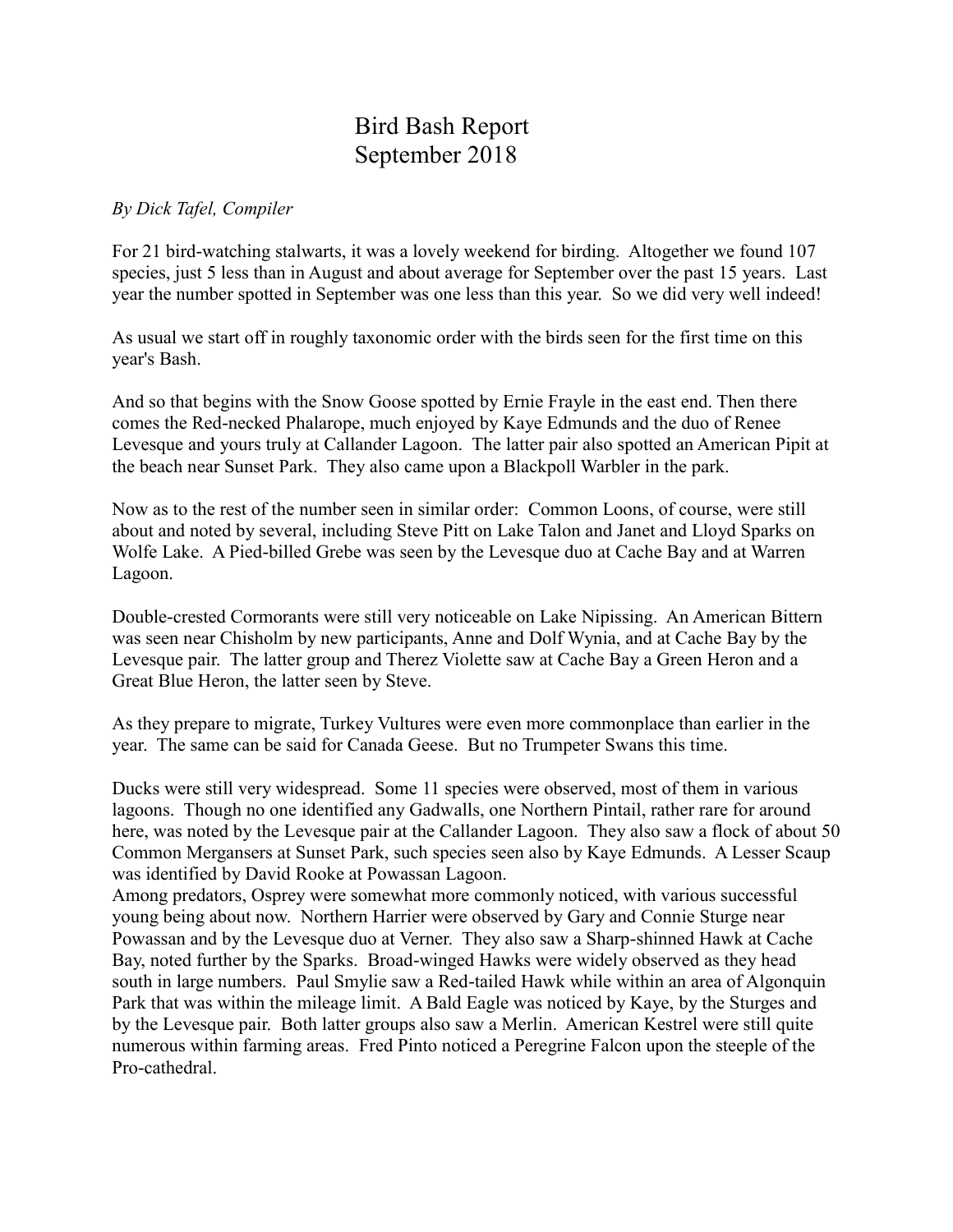# Bird Bash Report
# September 2018

*By Dick Tafel, Compiler*

For 21 bird-watching stalwarts, it was a lovely weekend for birding. Altogether we found 107 species, just 5 less than in August and about average for September over the past 15 years. Last year the number spotted in September was one less than this year. So we did very well indeed!

As usual we start off in roughly taxonomic order with the birds seen for the first time on this year's Bash.

And so that begins with the Snow Goose spotted by Ernie Frayle in the east end. Then there comes the Red-necked Phalarope, much enjoyed by Kaye Edmunds and the duo of Renee Levesque and yours truly at Callander Lagoon. The latter pair also spotted an American Pipit at the beach near Sunset Park. They also came upon a Blackpoll Warbler in the park.

Now as to the rest of the number seen in similar order: Common Loons, of course, were still about and noted by several, including Steve Pitt on Lake Talon and Janet and Lloyd Sparks on Wolfe Lake. A Pied-billed Grebe was seen by the Levesque duo at Cache Bay and at Warren Lagoon.

Double-crested Cormorants were still very noticeable on Lake Nipissing. An American Bittern was seen near Chisholm by new participants, Anne and Dolf Wynia, and at Cache Bay by the Levesque pair. The latter group and Therez Violette saw at Cache Bay a Green Heron and a Great Blue Heron, the latter seen by Steve.

As they prepare to migrate, Turkey Vultures were even more commonplace than earlier in the year. The same can be said for Canada Geese. But no Trumpeter Swans this time.

Ducks were still very widespread. Some 11 species were observed, most of them in various lagoons. Though no one identified any Gadwalls, one Northern Pintail, rather rare for around here, was noted by the Levesque pair at the Callander Lagoon. They also saw a flock of about 50 Common Mergansers at Sunset Park, such species seen also by Kaye Edmunds. A Lesser Scaup was identified by David Rooke at Powassan Lagoon.

Among predators, Osprey were somewhat more commonly noticed, with various successful young being about now. Northern Harrier were observed by Gary and Connie Sturge near Powassan and by the Levesque duo at Verner. They also saw a Sharp-shinned Hawk at Cache Bay, noted further by the Sparks. Broad-winged Hawks were widely observed as they head south in large numbers. Paul Smylie saw a Red-tailed Hawk while within an area of Algonquin Park that was within the mileage limit. A Bald Eagle was noticed by Kaye, by the Sturges and by the Levesque pair. Both latter groups also saw a Merlin. American Kestrel were still quite numerous within farming areas. Fred Pinto noticed a Peregrine Falcon upon the steeple of the Pro-cathedral.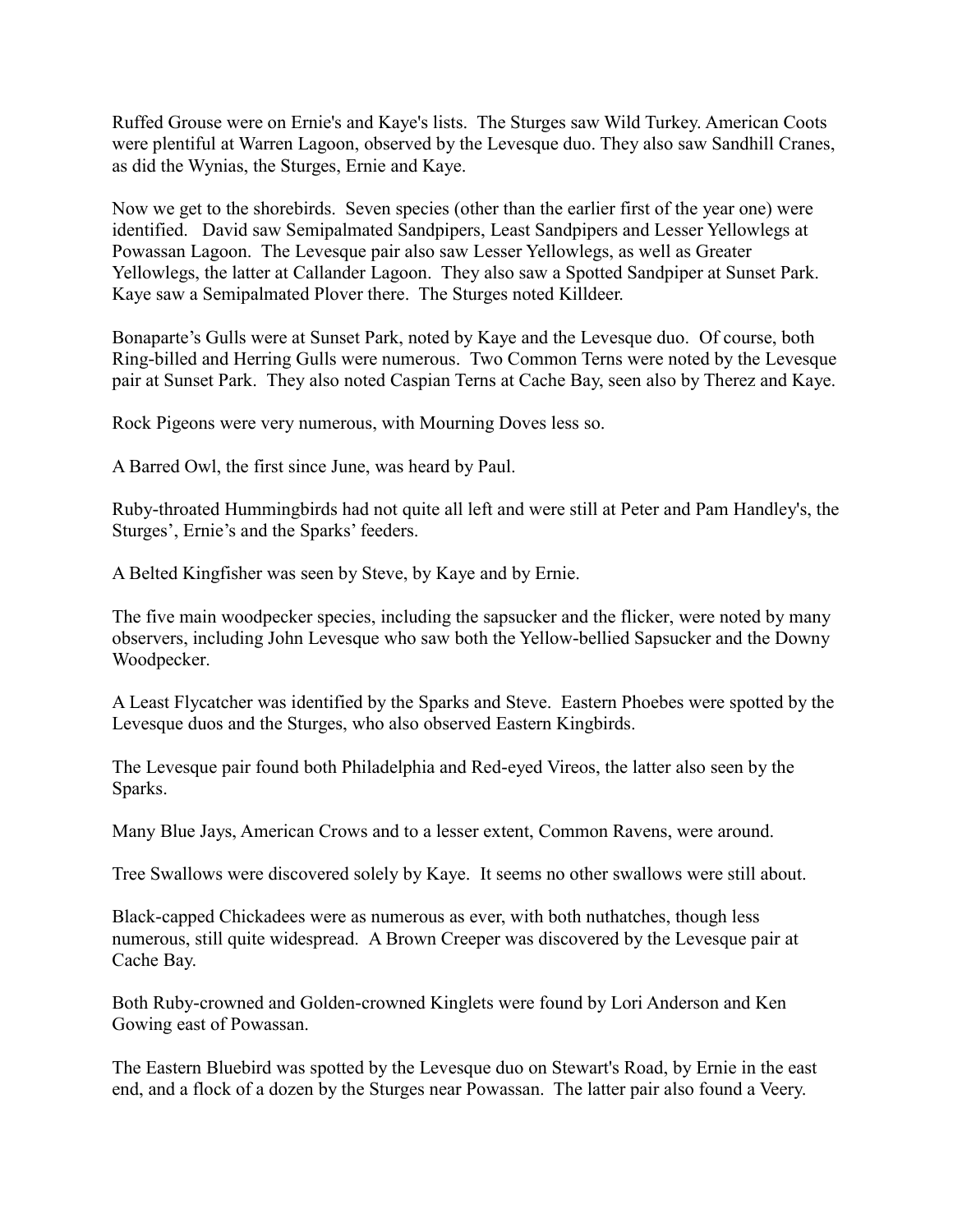Ruffed Grouse were on Ernie's and Kaye's lists. The Sturges saw Wild Turkey. American Coots were plentiful at Warren Lagoon, observed by the Levesque duo. They also saw Sandhill Cranes, as did the Wynias, the Sturges, Ernie and Kaye.

Now we get to the shorebirds. Seven species (other than the earlier first of the year one) were identified. David saw Semipalmated Sandpipers, Least Sandpipers and Lesser Yellowlegs at Powassan Lagoon. The Levesque pair also saw Lesser Yellowlegs, as well as Greater Yellowlegs, the latter at Callander Lagoon. They also saw a Spotted Sandpiper at Sunset Park. Kaye saw a Semipalmated Plover there. The Sturges noted Killdeer.

Bonaparte's Gulls were at Sunset Park, noted by Kaye and the Levesque duo. Of course, both Ring-billed and Herring Gulls were numerous. Two Common Terns were noted by the Levesque pair at Sunset Park. They also noted Caspian Terns at Cache Bay, seen also by Therez and Kaye.

Rock Pigeons were very numerous, with Mourning Doves less so.

A Barred Owl, the first since June, was heard by Paul.

Ruby-throated Hummingbirds had not quite all left and were still at Peter and Pam Handley's, the Sturges', Ernie's and the Sparks' feeders.

A Belted Kingfisher was seen by Steve, by Kaye and by Ernie.

The five main woodpecker species, including the sapsucker and the flicker, were noted by many observers, including John Levesque who saw both the Yellow-bellied Sapsucker and the Downy Woodpecker.

A Least Flycatcher was identified by the Sparks and Steve. Eastern Phoebes were spotted by the Levesque duos and the Sturges, who also observed Eastern Kingbirds.

The Levesque pair found both Philadelphia and Red-eyed Vireos, the latter also seen by the Sparks.

Many Blue Jays, American Crows and to a lesser extent, Common Ravens, were around.

Tree Swallows were discovered solely by Kaye. It seems no other swallows were still about.

Black-capped Chickadees were as numerous as ever, with both nuthatches, though less numerous, still quite widespread. A Brown Creeper was discovered by the Levesque pair at Cache Bay.

Both Ruby-crowned and Golden-crowned Kinglets were found by Lori Anderson and Ken Gowing east of Powassan.

The Eastern Bluebird was spotted by the Levesque duo on Stewart's Road, by Ernie in the east end, and a flock of a dozen by the Sturges near Powassan. The latter pair also found a Veery.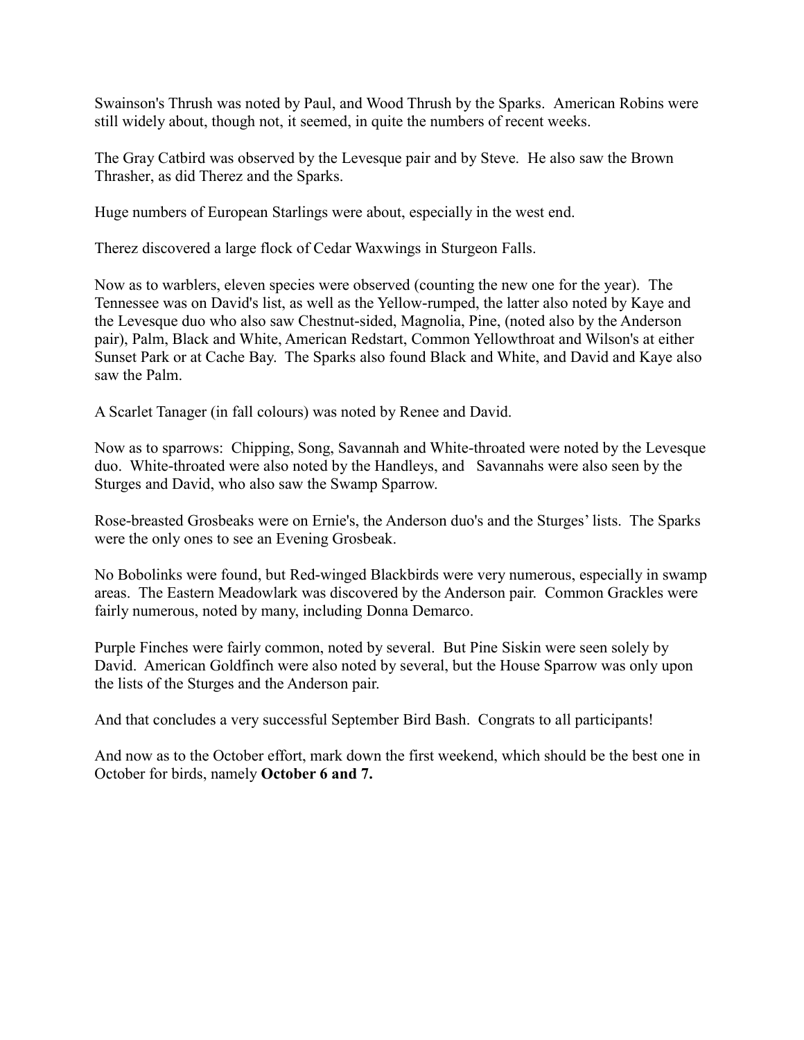Swainson's Thrush was noted by Paul, and Wood Thrush by the Sparks. American Robins were still widely about, though not, it seemed, in quite the numbers of recent weeks.

The Gray Catbird was observed by the Levesque pair and by Steve. He also saw the Brown Thrasher, as did Therez and the Sparks.

Huge numbers of European Starlings were about, especially in the west end.

Therez discovered a large flock of Cedar Waxwings in Sturgeon Falls.

Now as to warblers, eleven species were observed (counting the new one for the year). The Tennessee was on David's list, as well as the Yellow-rumped, the latter also noted by Kaye and the Levesque duo who also saw Chestnut-sided, Magnolia, Pine, (noted also by the Anderson pair), Palm, Black and White, American Redstart, Common Yellowthroat and Wilson's at either Sunset Park or at Cache Bay. The Sparks also found Black and White, and David and Kaye also saw the Palm.

A Scarlet Tanager (in fall colours) was noted by Renee and David.

Now as to sparrows: Chipping, Song, Savannah and White-throated were noted by the Levesque duo. White-throated were also noted by the Handleys, and Savannahs were also seen by the Sturges and David, who also saw the Swamp Sparrow.

Rose-breasted Grosbeaks were on Ernie's, the Anderson duo's and the Sturges' lists. The Sparks were the only ones to see an Evening Grosbeak.

No Bobolinks were found, but Red-winged Blackbirds were very numerous, especially in swamp areas. The Eastern Meadowlark was discovered by the Anderson pair. Common Grackles were fairly numerous, noted by many, including Donna Demarco.

Purple Finches were fairly common, noted by several. But Pine Siskin were seen solely by David. American Goldfinch were also noted by several, but the House Sparrow was only upon the lists of the Sturges and the Anderson pair.

And that concludes a very successful September Bird Bash. Congrats to all participants!

And now as to the October effort, mark down the first weekend, which should be the best one in October for birds, namely **October 6 and 7.**